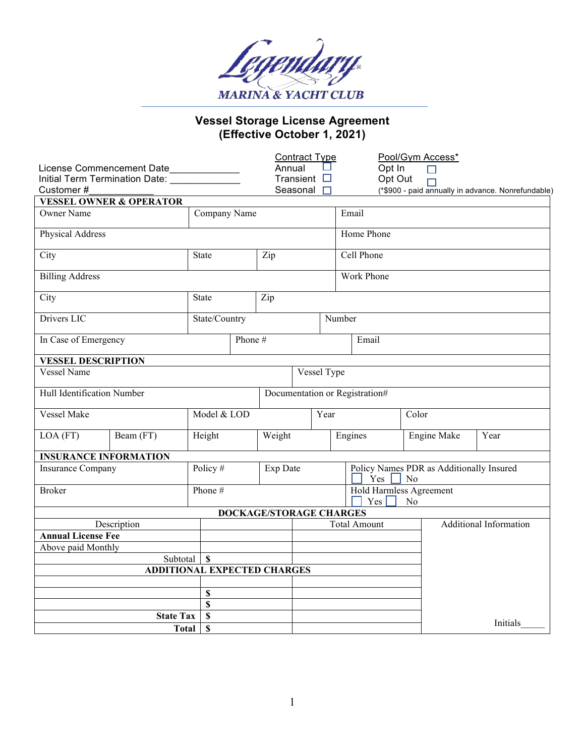Legendary® MARINA & YACHT CLUB

## Vessel Storage License Agreement
## (Effective October 1, 2021)

License Commencement Date_____________
Initial Term Termination Date: _____________
Customer #____________

Contract Type
- Annual ☐
- Transient ☐
- Seasonal ☐

Pool/Gym Access*
- Opt In ☐
- Opt Out ☐

(*$900 - paid annually in advance. Nonrefundable)

**VESSEL OWNER & OPERATOR**

| Owner Name | Company Name | Email |
|---|---|---|
| Physical Address | | Home Phone |
| City | State / Zip | Cell Phone |
| Billing Address | | Work Phone |
| City | State / Zip | |
| Drivers LIC | State/Country | Number |
| In Case of Emergency | Phone # | Email |

**VESSEL DESCRIPTION**

| Vessel Name | | Vessel Type | | | | |
|---|---|---|---|---|---|---|
| Hull Identification Number | | Documentation or Registration# | | | | |
| Vessel Make | | Model & LOD | Year | Color | | |
| LOA (FT) | Beam (FT) | Height | Weight | Engines | Engine Make | Year |

**INSURANCE INFORMATION**

| Insurance Company | Policy # | Exp Date | Policy Names PDR as Additionally Insured ☐ Yes ☐ No |
|---|---|---|---|
| Broker | Phone # | | Hold Harmless Agreement ☐ Yes ☐ No |

**DOCKAGE/STORAGE CHARGES**

| Description | | Total Amount | Additional Information |
|---|---|---|---|
| **Annual License Fee** | | | |
| Above paid Monthly | | | |
| Subtotal | $ | | |
| **ADDITIONAL EXPECTED CHARGES** | | | |
| | | | |
| | $ | | |
| | $ | | |
| **State Tax** | $ | | |
| **Total** | $ | | Initials_____ |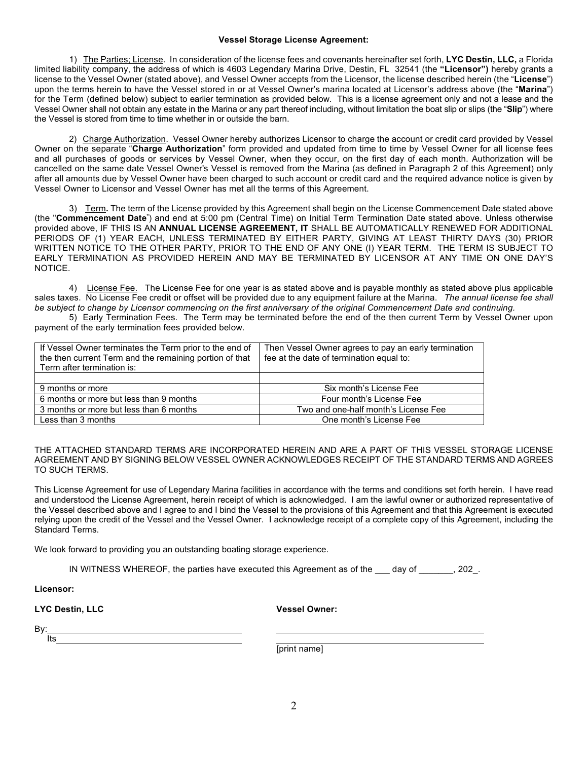**Vessel Storage License Agreement:**

1) The Parties; License. In consideration of the license fees and covenants hereinafter set forth, **LYC Destin, LLC,** a Florida limited liability company, the address of which is 4603 Legendary Marina Drive, Destin, FL 32541 (the **"Licensor")** hereby grants a license to the Vessel Owner (stated above), and Vessel Owner accepts from the Licensor, the license described herein (the "**License**") upon the terms herein to have the Vessel stored in or at Vessel Owner's marina located at Licensor's address above (the "**Marina**") for the Term (defined below) subject to earlier termination as provided below. This is a license agreement only and not a lease and the Vessel Owner shall not obtain any estate in the Marina or any part thereof including, without limitation the boat slip or slips (the "**Slip**") where the Vessel is stored from time to time whether in or outside the barn.

2) Charge Authorization. Vessel Owner hereby authorizes Licensor to charge the account or credit card provided by Vessel Owner on the separate "**Charge Authorization**" form provided and updated from time to time by Vessel Owner for all license fees and all purchases of goods or services by Vessel Owner, when they occur, on the first day of each month. Authorization will be cancelled on the same date Vessel Owner's Vessel is removed from the Marina (as defined in Paragraph 2 of this Agreement) only after all amounts due by Vessel Owner have been charged to such account or credit card and the required advance notice is given by Vessel Owner to Licensor and Vessel Owner has met all the terms of this Agreement.

3) Term**.** The term of the License provided by this Agreement shall begin on the License Commencement Date stated above (the "**Commencement Date**") and end at 5:00 pm (Central Time) on Initial Term Termination Date stated above. Unless otherwise provided above, IF THIS IS AN **ANNUAL LICENSE AGREEMENT, IT** SHALL BE AUTOMATICALLY RENEWED FOR ADDITIONAL PERIODS OF (1) YEAR EACH, UNLESS TERMINATED BY EITHER PARTY, GIVING AT LEAST THIRTY DAYS (30) PRIOR WRITTEN NOTICE TO THE OTHER PARTY, PRIOR TO THE END OF ANY ONE (I) YEAR TERM. THE TERM IS SUBJECT TO EARLY TERMINATION AS PROVIDED HEREIN AND MAY BE TERMINATED BY LICENSOR AT ANY TIME ON ONE DAY'S NOTICE.

4) License Fee. The License Fee for one year is as stated above and is payable monthly as stated above plus applicable sales taxes. No License Fee credit or offset will be provided due to any equipment failure at the Marina. *The annual license fee shall be subject to change by Licensor commencing on the first anniversary of the original Commencement Date and continuing.*

5) Early Termination Fees. The Term may be terminated before the end of the then current Term by Vessel Owner upon payment of the early termination fees provided below.

| If Vessel Owner terminates the Term prior to the end of the then current Term and the remaining portion of that Term after termination is: | Then Vessel Owner agrees to pay an early termination fee at the date of termination equal to: |
|---|---|
| | |
| 9 months or more | Six month's License Fee |
| 6 months or more but less than 9 months | Four month's License Fee |
| 3 months or more but less than 6 months | Two and one-half month's License Fee |
| Less than 3 months | One month's License Fee |

THE ATTACHED STANDARD TERMS ARE INCORPORATED HEREIN AND ARE A PART OF THIS VESSEL STORAGE LICENSE AGREEMENT AND BY SIGNING BELOW VESSEL OWNER ACKNOWLEDGES RECEIPT OF THE STANDARD TERMS AND AGREES TO SUCH TERMS.

This License Agreement for use of Legendary Marina facilities in accordance with the terms and conditions set forth herein. I have read and understood the License Agreement, herein receipt of which is acknowledged. I am the lawful owner or authorized representative of the Vessel described above and I agree to and I bind the Vessel to the provisions of this Agreement and that this Agreement is executed relying upon the credit of the Vessel and the Vessel Owner. I acknowledge receipt of a complete copy of this Agreement, including the Standard Terms.

We look forward to providing you an outstanding boating storage experience.

IN WITNESS WHEREOF, the parties have executed this Agreement as of the ___ day of _______, 202_.

**Licensor:**

**LYC Destin, LLC**

By:______________________________________

Its______________________________________

**Vessel Owner:**

______________________________________

______________________________________

[print name]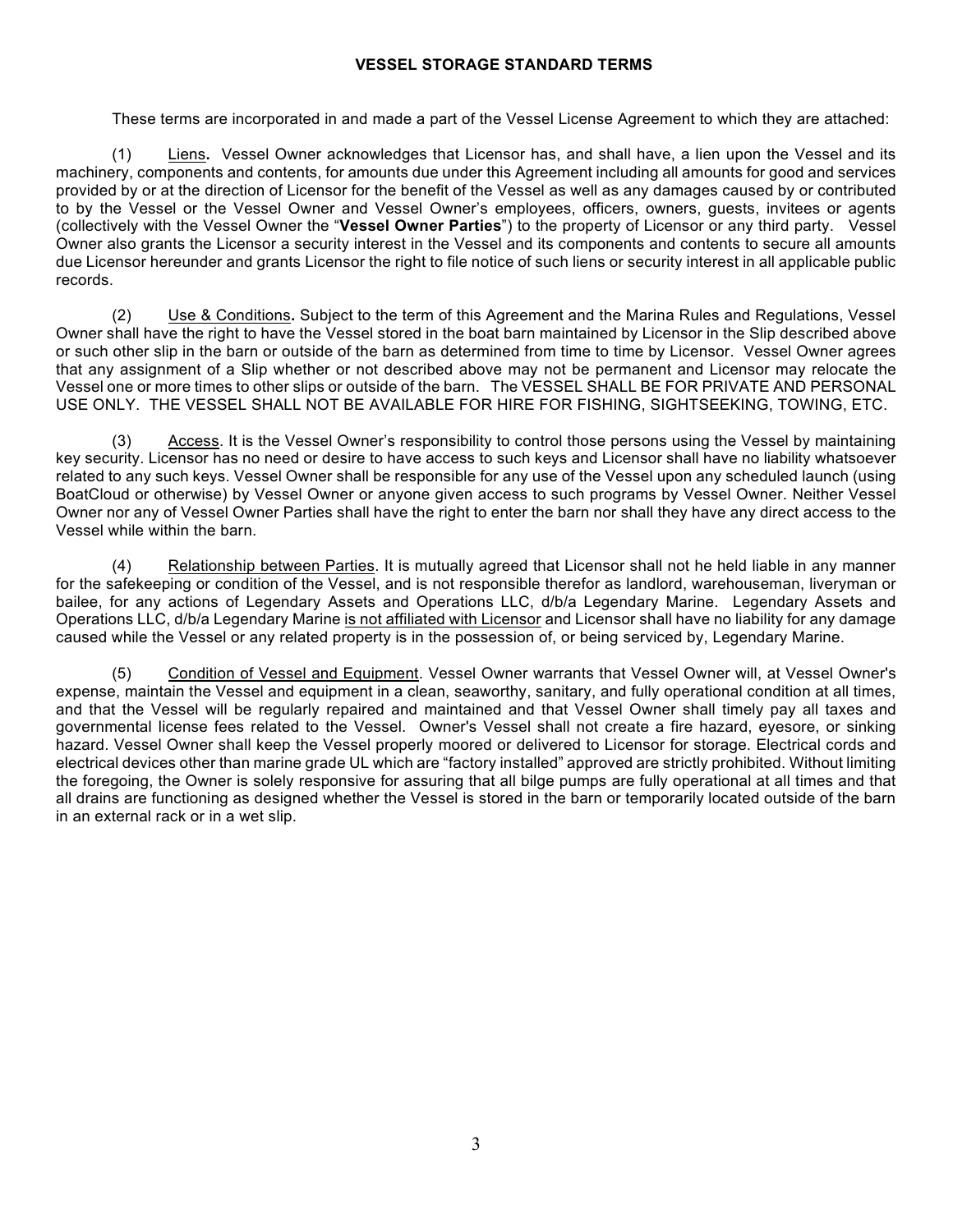## VESSEL STORAGE STANDARD TERMS

These terms are incorporated in and made a part of the Vessel License Agreement to which they are attached:

(1) Liens**.** Vessel Owner acknowledges that Licensor has, and shall have, a lien upon the Vessel and its machinery, components and contents, for amounts due under this Agreement including all amounts for good and services provided by or at the direction of Licensor for the benefit of the Vessel as well as any damages caused by or contributed to by the Vessel or the Vessel Owner and Vessel Owner's employees, officers, owners, guests, invitees or agents (collectively with the Vessel Owner the "**Vessel Owner Parties**") to the property of Licensor or any third party. Vessel Owner also grants the Licensor a security interest in the Vessel and its components and contents to secure all amounts due Licensor hereunder and grants Licensor the right to file notice of such liens or security interest in all applicable public records.

(2) Use & Conditions**.** Subject to the term of this Agreement and the Marina Rules and Regulations, Vessel Owner shall have the right to have the Vessel stored in the boat barn maintained by Licensor in the Slip described above or such other slip in the barn or outside of the barn as determined from time to time by Licensor. Vessel Owner agrees that any assignment of a Slip whether or not described above may not be permanent and Licensor may relocate the Vessel one or more times to other slips or outside of the barn. The VESSEL SHALL BE FOR PRIVATE AND PERSONAL USE ONLY. THE VESSEL SHALL NOT BE AVAILABLE FOR HIRE FOR FISHING, SIGHTSEEKING, TOWING, ETC.

(3) Access. It is the Vessel Owner's responsibility to control those persons using the Vessel by maintaining key security. Licensor has no need or desire to have access to such keys and Licensor shall have no liability whatsoever related to any such keys. Vessel Owner shall be responsible for any use of the Vessel upon any scheduled launch (using BoatCloud or otherwise) by Vessel Owner or anyone given access to such programs by Vessel Owner. Neither Vessel Owner nor any of Vessel Owner Parties shall have the right to enter the barn nor shall they have any direct access to the Vessel while within the barn.

(4) Relationship between Parties. It is mutually agreed that Licensor shall not he held liable in any manner for the safekeeping or condition of the Vessel, and is not responsible therefor as landlord, warehouseman, liveryman or bailee, for any actions of Legendary Assets and Operations LLC, d/b/a Legendary Marine. Legendary Assets and Operations LLC, d/b/a Legendary Marine is not affiliated with Licensor and Licensor shall have no liability for any damage caused while the Vessel or any related property is in the possession of, or being serviced by, Legendary Marine.

(5) Condition of Vessel and Equipment. Vessel Owner warrants that Vessel Owner will, at Vessel Owner's expense, maintain the Vessel and equipment in a clean, seaworthy, sanitary, and fully operational condition at all times, and that the Vessel will be regularly repaired and maintained and that Vessel Owner shall timely pay all taxes and governmental license fees related to the Vessel. Owner's Vessel shall not create a fire hazard, eyesore, or sinking hazard. Vessel Owner shall keep the Vessel properly moored or delivered to Licensor for storage. Electrical cords and electrical devices other than marine grade UL which are "factory installed" approved are strictly prohibited. Without limiting the foregoing, the Owner is solely responsive for assuring that all bilge pumps are fully operational at all times and that all drains are functioning as designed whether the Vessel is stored in the barn or temporarily located outside of the barn in an external rack or in a wet slip.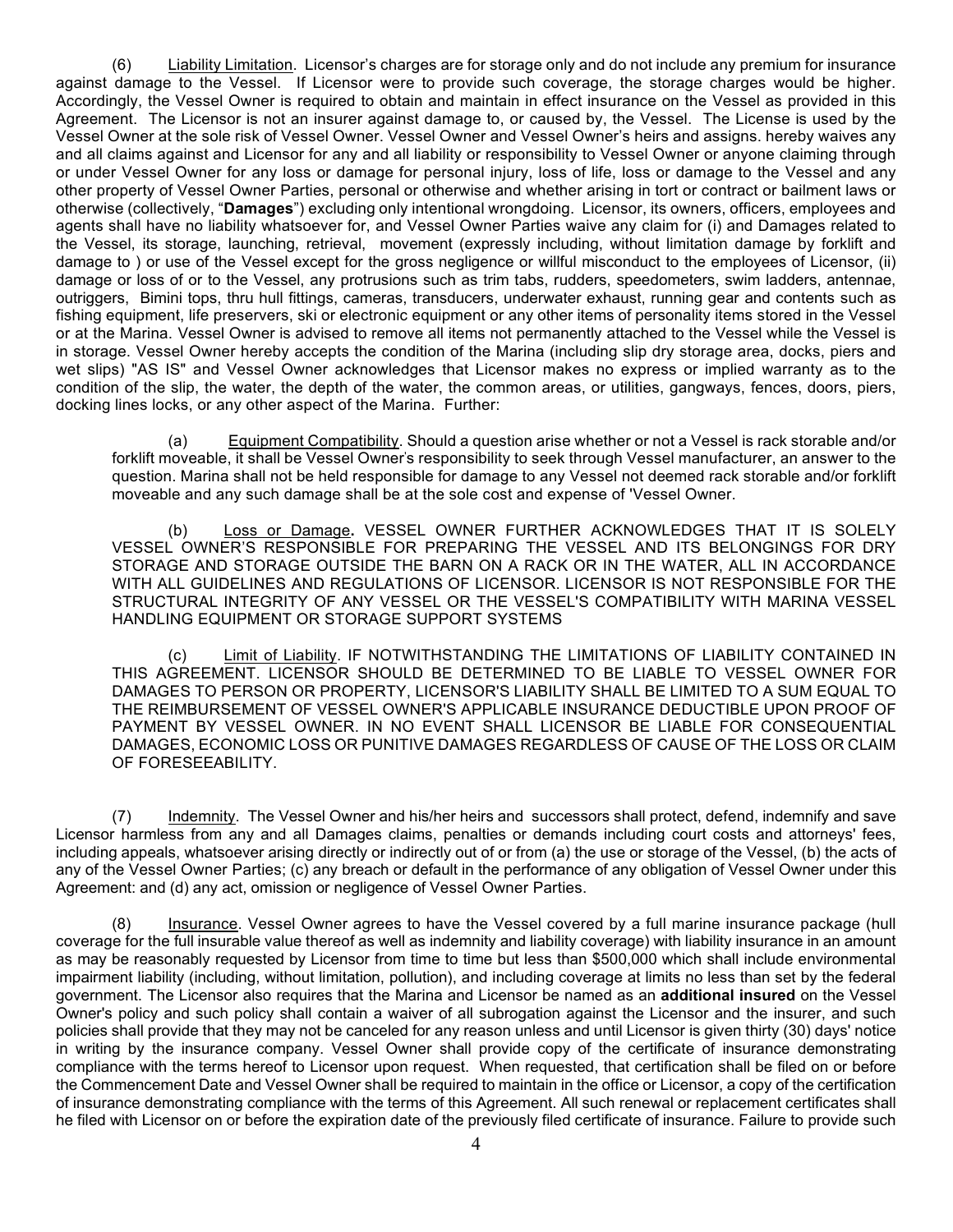(6) Liability Limitation. Licensor's charges are for storage only and do not include any premium for insurance against damage to the Vessel. If Licensor were to provide such coverage, the storage charges would be higher. Accordingly, the Vessel Owner is required to obtain and maintain in effect insurance on the Vessel as provided in this Agreement. The Licensor is not an insurer against damage to, or caused by, the Vessel. The License is used by the Vessel Owner at the sole risk of Vessel Owner. Vessel Owner and Vessel Owner's heirs and assigns. hereby waives any and all claims against and Licensor for any and all liability or responsibility to Vessel Owner or anyone claiming through or under Vessel Owner for any loss or damage for personal injury, loss of life, loss or damage to the Vessel and any other property of Vessel Owner Parties, personal or otherwise and whether arising in tort or contract or bailment laws or otherwise (collectively, "**Damages**") excluding only intentional wrongdoing. Licensor, its owners, officers, employees and agents shall have no liability whatsoever for, and Vessel Owner Parties waive any claim for (i) and Damages related to the Vessel, its storage, launching, retrieval, movement (expressly including, without limitation damage by forklift and damage to ) or use of the Vessel except for the gross negligence or willful misconduct to the employees of Licensor, (ii) damage or loss of or to the Vessel, any protrusions such as trim tabs, rudders, speedometers, swim ladders, antennae, outriggers, Bimini tops, thru hull fittings, cameras, transducers, underwater exhaust, running gear and contents such as fishing equipment, life preservers, ski or electronic equipment or any other items of personality items stored in the Vessel or at the Marina. Vessel Owner is advised to remove all items not permanently attached to the Vessel while the Vessel is in storage. Vessel Owner hereby accepts the condition of the Marina (including slip dry storage area, docks, piers and wet slips) "AS IS" and Vessel Owner acknowledges that Licensor makes no express or implied warranty as to the condition of the slip, the water, the depth of the water, the common areas, or utilities, gangways, fences, doors, piers, docking lines locks, or any other aspect of the Marina. Further:

(a) Equipment Compatibility. Should a question arise whether or not a Vessel is rack storable and/or forklift moveable, it shall be Vessel Owner's responsibility to seek through Vessel manufacturer, an answer to the question. Marina shall not be held responsible for damage to any Vessel not deemed rack storable and/or forklift moveable and any such damage shall be at the sole cost and expense of 'Vessel Owner.

(b) Loss or Damage. VESSEL OWNER FURTHER ACKNOWLEDGES THAT IT IS SOLELY VESSEL OWNER'S RESPONSIBLE FOR PREPARING THE VESSEL AND ITS BELONGINGS FOR DRY STORAGE AND STORAGE OUTSIDE THE BARN ON A RACK OR IN THE WATER, ALL IN ACCORDANCE WITH ALL GUIDELINES AND REGULATIONS OF LICENSOR. LICENSOR IS NOT RESPONSIBLE FOR THE STRUCTURAL INTEGRITY OF ANY VESSEL OR THE VESSEL'S COMPATIBILITY WITH MARINA VESSEL HANDLING EQUIPMENT OR STORAGE SUPPORT SYSTEMS

(c) Limit of Liability. IF NOTWITHSTANDING THE LIMITATIONS OF LIABILITY CONTAINED IN THIS AGREEMENT. LICENSOR SHOULD BE DETERMINED TO BE LIABLE TO VESSEL OWNER FOR DAMAGES TO PERSON OR PROPERTY, LICENSOR'S LIABILITY SHALL BE LIMITED TO A SUM EQUAL TO THE REIMBURSEMENT OF VESSEL OWNER'S APPLICABLE INSURANCE DEDUCTIBLE UPON PROOF OF PAYMENT BY VESSEL OWNER. IN NO EVENT SHALL LICENSOR BE LIABLE FOR CONSEQUENTIAL DAMAGES, ECONOMIC LOSS OR PUNITIVE DAMAGES REGARDLESS OF CAUSE OF THE LOSS OR CLAIM OF FORESEEABILITY.

(7) Indemnity. The Vessel Owner and his/her heirs and successors shall protect, defend, indemnify and save Licensor harmless from any and all Damages claims, penalties or demands including court costs and attorneys' fees, including appeals, whatsoever arising directly or indirectly out of or from (a) the use or storage of the Vessel, (b) the acts of any of the Vessel Owner Parties; (c) any breach or default in the performance of any obligation of Vessel Owner under this Agreement: and (d) any act, omission or negligence of Vessel Owner Parties.

(8) Insurance. Vessel Owner agrees to have the Vessel covered by a full marine insurance package (hull coverage for the full insurable value thereof as well as indemnity and liability coverage) with liability insurance in an amount as may be reasonably requested by Licensor from time to time but less than $500,000 which shall include environmental impairment liability (including, without limitation, pollution), and including coverage at limits no less than set by the federal government. The Licensor also requires that the Marina and Licensor be named as an **additional insured** on the Vessel Owner's policy and such policy shall contain a waiver of all subrogation against the Licensor and the insurer, and such policies shall provide that they may not be canceled for any reason unless and until Licensor is given thirty (30) days' notice in writing by the insurance company. Vessel Owner shall provide copy of the certificate of insurance demonstrating compliance with the terms hereof to Licensor upon request. When requested, that certification shall be filed on or before the Commencement Date and Vessel Owner shall be required to maintain in the office or Licensor, a copy of the certification of insurance demonstrating compliance with the terms of this Agreement. All such renewal or replacement certificates shall he filed with Licensor on or before the expiration date of the previously filed certificate of insurance. Failure to provide such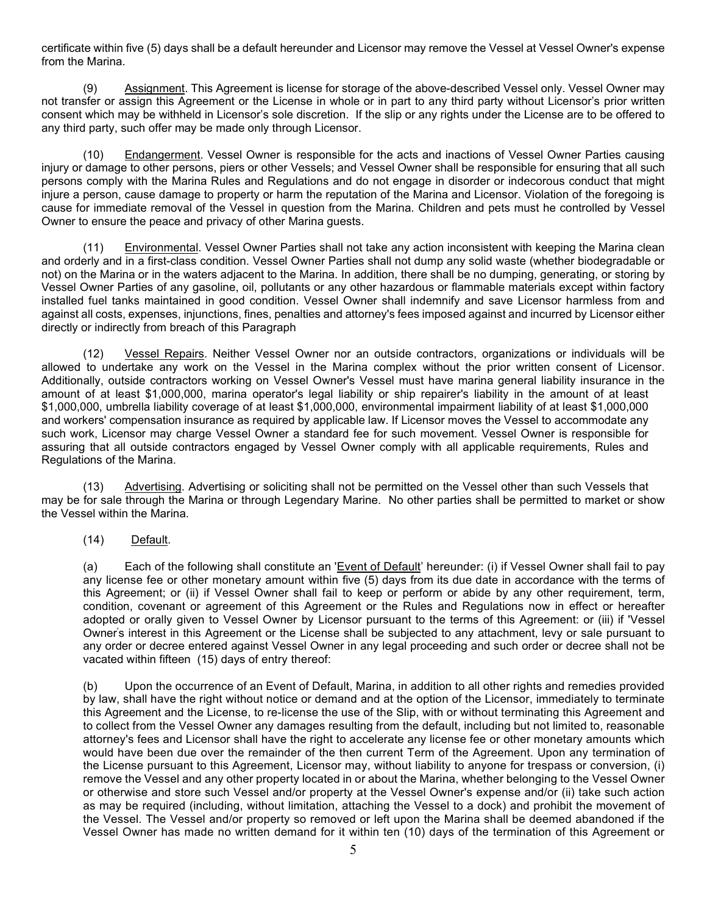certificate within five (5) days shall be a default hereunder and Licensor may remove the Vessel at Vessel Owner's expense from the Marina.

(9) Assignment. This Agreement is license for storage of the above-described Vessel only. Vessel Owner may not transfer or assign this Agreement or the License in whole or in part to any third party without Licensor's prior written consent which may be withheld in Licensor's sole discretion. If the slip or any rights under the License are to be offered to any third party, such offer may be made only through Licensor.

(10) Endangerment. Vessel Owner is responsible for the acts and inactions of Vessel Owner Parties causing injury or damage to other persons, piers or other Vessels; and Vessel Owner shall be responsible for ensuring that all such persons comply with the Marina Rules and Regulations and do not engage in disorder or indecorous conduct that might injure a person, cause damage to property or harm the reputation of the Marina and Licensor. Violation of the foregoing is cause for immediate removal of the Vessel in question from the Marina. Children and pets must he controlled by Vessel Owner to ensure the peace and privacy of other Marina guests.

(11) Environmental. Vessel Owner Parties shall not take any action inconsistent with keeping the Marina clean and orderly and in a first-class condition. Vessel Owner Parties shall not dump any solid waste (whether biodegradable or not) on the Marina or in the waters adjacent to the Marina. In addition, there shall be no dumping, generating, or storing by Vessel Owner Parties of any gasoline, oil, pollutants or any other hazardous or flammable materials except within factory installed fuel tanks maintained in good condition. Vessel Owner shall indemnify and save Licensor harmless from and against all costs, expenses, injunctions, fines, penalties and attorney's fees imposed against and incurred by Licensor either directly or indirectly from breach of this Paragraph

(12) Vessel Repairs. Neither Vessel Owner nor an outside contractors, organizations or individuals will be allowed to undertake any work on the Vessel in the Marina complex without the prior written consent of Licensor. Additionally, outside contractors working on Vessel Owner's Vessel must have marina general liability insurance in the amount of at least $1,000,000, marina operator's legal liability or ship repairer's liability in the amount of at least $1,000,000, umbrella liability coverage of at least $1,000,000, environmental impairment liability of at least $1,000,000 and workers' compensation insurance as required by applicable law. If Licensor moves the Vessel to accommodate any such work, Licensor may charge Vessel Owner a standard fee for such movement. Vessel Owner is responsible for assuring that all outside contractors engaged by Vessel Owner comply with all applicable requirements, Rules and Regulations of the Marina.

(13) Advertising. Advertising or soliciting shall not be permitted on the Vessel other than such Vessels that may be for sale through the Marina or through Legendary Marine. No other parties shall be permitted to market or show the Vessel within the Marina.

(14) Default.

(a) Each of the following shall constitute an 'Event of Default' hereunder: (i) if Vessel Owner shall fail to pay any license fee or other monetary amount within five (5) days from its due date in accordance with the terms of this Agreement; or (ii) if Vessel Owner shall fail to keep or perform or abide by any other requirement, term, condition, covenant or agreement of this Agreement or the Rules and Regulations now in effect or hereafter adopted or orally given to Vessel Owner by Licensor pursuant to the terms of this Agreement: or (iii) if 'Vessel Owner's interest in this Agreement or the License shall be subjected to any attachment, levy or sale pursuant to any order or decree entered against Vessel Owner in any legal proceeding and such order or decree shall not be vacated within fifteen (15) days of entry thereof:

(b) Upon the occurrence of an Event of Default, Marina, in addition to all other rights and remedies provided by law, shall have the right without notice or demand and at the option of the Licensor, immediately to terminate this Agreement and the License, to re-license the use of the Slip, with or without terminating this Agreement and to collect from the Vessel Owner any damages resulting from the default, including but not limited to, reasonable attorney's fees and Licensor shall have the right to accelerate any license fee or other monetary amounts which would have been due over the remainder of the then current Term of the Agreement. Upon any termination of the License pursuant to this Agreement, Licensor may, without liability to anyone for trespass or conversion, (i) remove the Vessel and any other property located in or about the Marina, whether belonging to the Vessel Owner or otherwise and store such Vessel and/or property at the Vessel Owner's expense and/or (ii) take such action as may be required (including, without limitation, attaching the Vessel to a dock) and prohibit the movement of the Vessel. The Vessel and/or property so removed or left upon the Marina shall be deemed abandoned if the Vessel Owner has made no written demand for it within ten (10) days of the termination of this Agreement or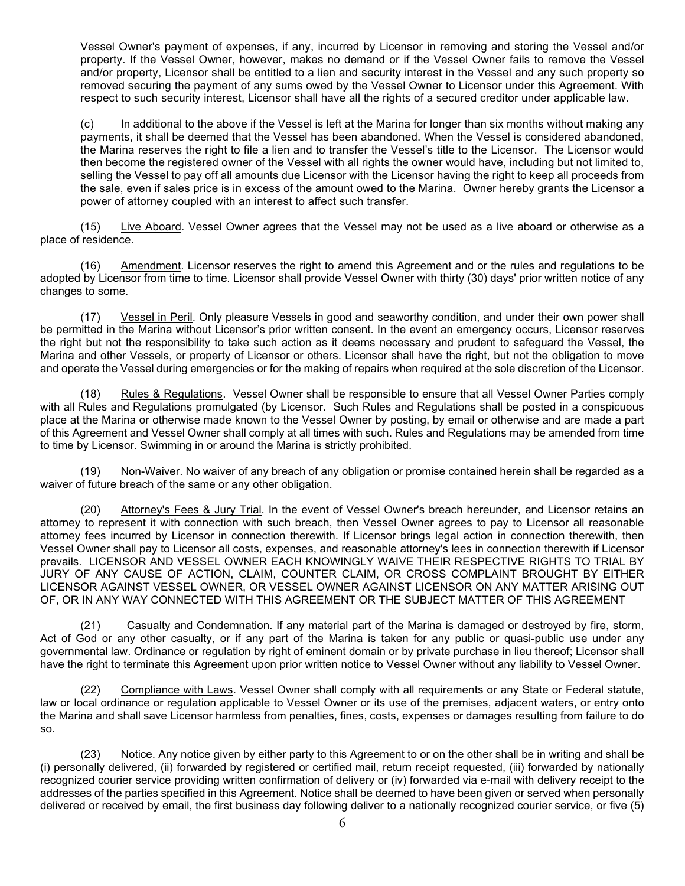Vessel Owner's payment of expenses, if any, incurred by Licensor in removing and storing the Vessel and/or property. If the Vessel Owner, however, makes no demand or if the Vessel Owner fails to remove the Vessel and/or property, Licensor shall be entitled to a lien and security interest in the Vessel and any such property so removed securing the payment of any sums owed by the Vessel Owner to Licensor under this Agreement. With respect to such security interest, Licensor shall have all the rights of a secured creditor under applicable law.

(c) In additional to the above if the Vessel is left at the Marina for longer than six months without making any payments, it shall be deemed that the Vessel has been abandoned. When the Vessel is considered abandoned, the Marina reserves the right to file a lien and to transfer the Vessel's title to the Licensor. The Licensor would then become the registered owner of the Vessel with all rights the owner would have, including but not limited to, selling the Vessel to pay off all amounts due Licensor with the Licensor having the right to keep all proceeds from the sale, even if sales price is in excess of the amount owed to the Marina. Owner hereby grants the Licensor a power of attorney coupled with an interest to affect such transfer.

(15) Live Aboard. Vessel Owner agrees that the Vessel may not be used as a live aboard or otherwise as a place of residence.

(16) Amendment. Licensor reserves the right to amend this Agreement and or the rules and regulations to be adopted by Licensor from time to time. Licensor shall provide Vessel Owner with thirty (30) days' prior written notice of any changes to some.

(17) Vessel in Peril. Only pleasure Vessels in good and seaworthy condition, and under their own power shall be permitted in the Marina without Licensor's prior written consent. In the event an emergency occurs, Licensor reserves the right but not the responsibility to take such action as it deems necessary and prudent to safeguard the Vessel, the Marina and other Vessels, or property of Licensor or others. Licensor shall have the right, but not the obligation to move and operate the Vessel during emergencies or for the making of repairs when required at the sole discretion of the Licensor.

(18) Rules & Regulations. Vessel Owner shall be responsible to ensure that all Vessel Owner Parties comply with all Rules and Regulations promulgated (by Licensor. Such Rules and Regulations shall be posted in a conspicuous place at the Marina or otherwise made known to the Vessel Owner by posting, by email or otherwise and are made a part of this Agreement and Vessel Owner shall comply at all times with such. Rules and Regulations may be amended from time to time by Licensor. Swimming in or around the Marina is strictly prohibited.

(19) Non-Waiver. No waiver of any breach of any obligation or promise contained herein shall be regarded as a waiver of future breach of the same or any other obligation.

(20) Attorney's Fees & Jury Trial. In the event of Vessel Owner's breach hereunder, and Licensor retains an attorney to represent it with connection with such breach, then Vessel Owner agrees to pay to Licensor all reasonable attorney fees incurred by Licensor in connection therewith. If Licensor brings legal action in connection therewith, then Vessel Owner shall pay to Licensor all costs, expenses, and reasonable attorney's lees in connection therewith if Licensor prevails. LICENSOR AND VESSEL OWNER EACH KNOWINGLY WAIVE THEIR RESPECTIVE RIGHTS TO TRIAL BY JURY OF ANY CAUSE OF ACTION, CLAIM, COUNTER CLAIM, OR CROSS COMPLAINT BROUGHT BY EITHER LICENSOR AGAINST VESSEL OWNER, OR VESSEL OWNER AGAINST LICENSOR ON ANY MATTER ARISING OUT OF, OR IN ANY WAY CONNECTED WITH THIS AGREEMENT OR THE SUBJECT MATTER OF THIS AGREEMENT

(21) Casualty and Condemnation. If any material part of the Marina is damaged or destroyed by fire, storm, Act of God or any other casualty, or if any part of the Marina is taken for any public or quasi-public use under any governmental law. Ordinance or regulation by right of eminent domain or by private purchase in lieu thereof; Licensor shall have the right to terminate this Agreement upon prior written notice to Vessel Owner without any liability to Vessel Owner.

(22) Compliance with Laws. Vessel Owner shall comply with all requirements or any State or Federal statute, law or local ordinance or regulation applicable to Vessel Owner or its use of the premises, adjacent waters, or entry onto the Marina and shall save Licensor harmless from penalties, fines, costs, expenses or damages resulting from failure to do so.

(23) Notice. Any notice given by either party to this Agreement to or on the other shall be in writing and shall be (i) personally delivered, (ii) forwarded by registered or certified mail, return receipt requested, (iii) forwarded by nationally recognized courier service providing written confirmation of delivery or (iv) forwarded via e-mail with delivery receipt to the addresses of the parties specified in this Agreement. Notice shall be deemed to have been given or served when personally delivered or received by email, the first business day following deliver to a nationally recognized courier service, or five (5)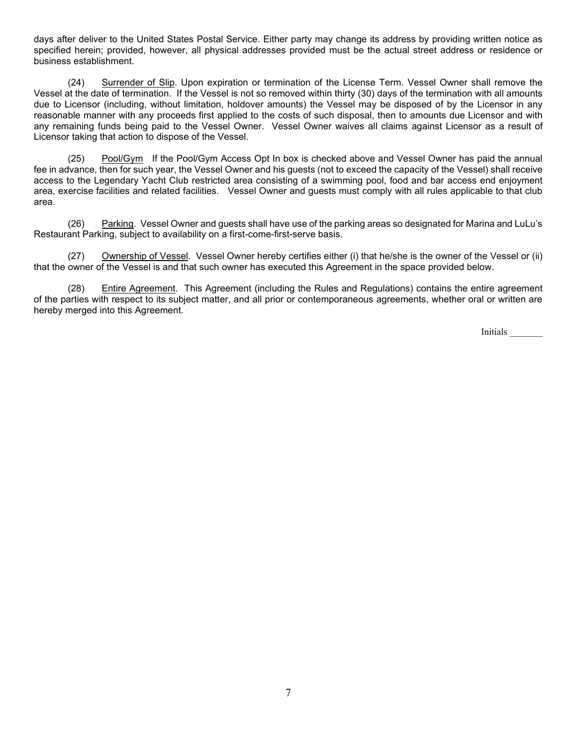days after deliver to the United States Postal Service. Either party may change its address by providing written notice as specified herein; provided, however, all physical addresses provided must be the actual street address or residence or business establishment.

(24) Surrender of Slip. Upon expiration or termination of the License Term. Vessel Owner shall remove the Vessel at the date of termination. If the Vessel is not so removed within thirty (30) days of the termination with all amounts due to Licensor (including, without limitation, holdover amounts) the Vessel may be disposed of by the Licensor in any reasonable manner with any proceeds first applied to the costs of such disposal, then to amounts due Licensor and with any remaining funds being paid to the Vessel Owner. Vessel Owner waives all claims against Licensor as a result of Licensor taking that action to dispose of the Vessel.

(25) Pool/Gym If the Pool/Gym Access Opt In box is checked above and Vessel Owner has paid the annual fee in advance, then for such year, the Vessel Owner and his guests (not to exceed the capacity of the Vessel) shall receive access to the Legendary Yacht Club restricted area consisting of a swimming pool, food and bar access end enjoyment area, exercise facilities and related facilities. Vessel Owner and guests must comply with all rules applicable to that club area.

(26) Parking. Vessel Owner and guests shall have use of the parking areas so designated for Marina and LuLu's Restaurant Parking, subject to availability on a first-come-first-serve basis.

(27) Ownership of Vessel. Vessel Owner hereby certifies either (i) that he/she is the owner of the Vessel or (ii) that the owner of the Vessel is and that such owner has executed this Agreement in the space provided below.

(28) Entire Agreement. This Agreement (including the Rules and Regulations) contains the entire agreement of the parties with respect to its subject matter, and all prior or contemporaneous agreements, whether oral or written are hereby merged into this Agreement.

Initials _______